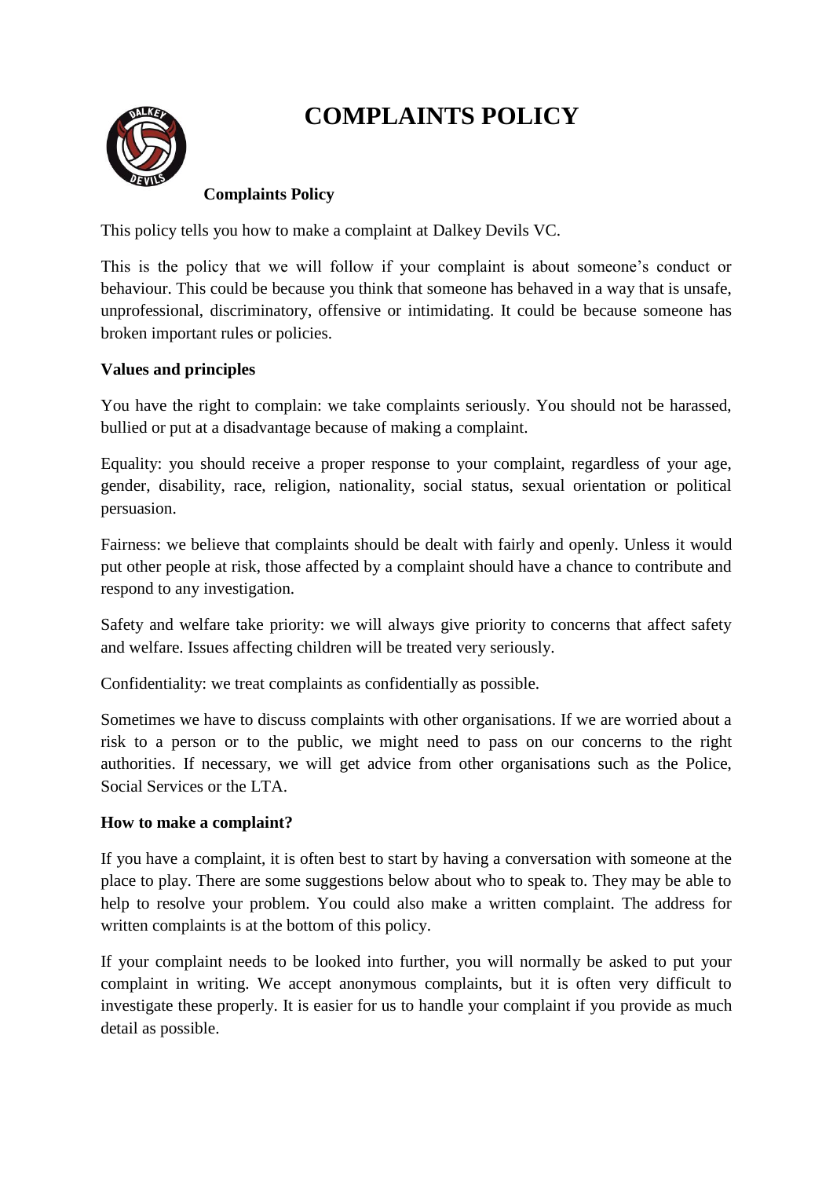# COMPLAINTS POLICY

**Complaints Policy**

This policy tells you how to make a complaint at Dalkey Devils VC.

This is the policy that we will follow if your complaint is about someone's conduct or behaviour. This could be because you think that someone has behaved in a way that is unsafe, unprofessional, discriminatory, offensive or intimidating. It could be because someone has broken important rules or policies.

**Values and principles**

You have the right to complain: we take complaints seriously. You should not be harassed, bullied or put at a disadvantage because of making a complaint.

Equality: you should receive a proper response to your complaint, regardless of your age, gender, disability, race, religion, nationality, social status, sexual orientation or political persuasion.

Fairness: we believe that complaints should be dealt with fairly and openly. Unless it would put other people at risk, those affected by a complaint should have a chance to contribute and respond to any investigation.

Safety and welfare take priority: we will always give priority to concerns that affect safety and welfare. Issues affecting children will be treated very seriously.

Confidentiality: we treat complaints as confidentially as possible.

Sometimes we have to discuss complaints with other organisations. If we are worried about a risk to a person or to the public, we might need to pass on our concerns to the right authorities. If necessary, we will get advice from other organisations such as the Police, Social Services or the LTA.

**How to make a complaint?**

If you have a complaint, it is often best to start by having a conversation with someone at the place to play. There are some suggestions below about who to speak to. They may be able to help to resolve your problem. You could also make a written complaint. The address for written complaints is at the bottom of this policy.

If your complaint needs to be looked into further, you will normally be asked to put your complaint in writing. We accept anonymous complaints, but it is often very difficult to investigate these properly. It is easier for us to handle your complaint if you provide as much detail as possible.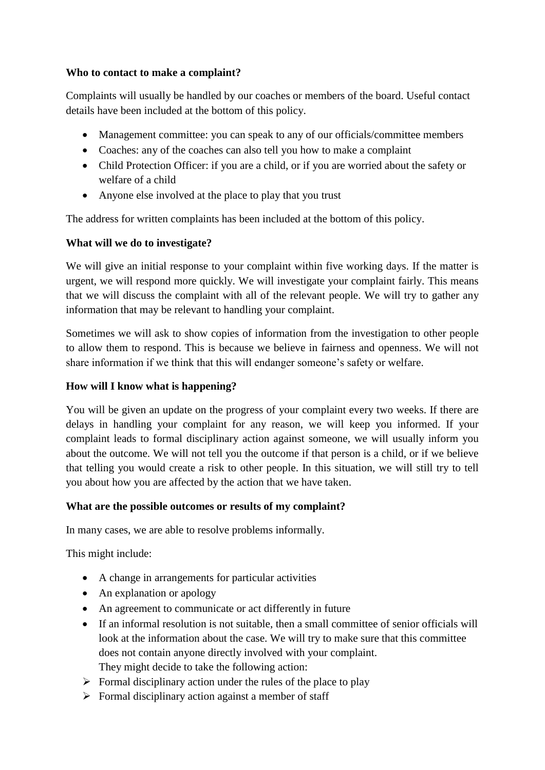**Who to contact to make a complaint?**

Complaints will usually be handled by our coaches or members of the board. Useful contact details have been included at the bottom of this policy.

- Management committee: you can speak to any of our officials/committee members
- Coaches: any of the coaches can also tell you how to make a complaint
- Child Protection Officer: if you are a child, or if you are worried about the safety or welfare of a child
- Anyone else involved at the place to play that you trust

The address for written complaints has been included at the bottom of this policy.

**What will we do to investigate?**

We will give an initial response to your complaint within five working days. If the matter is urgent, we will respond more quickly. We will investigate your complaint fairly. This means that we will discuss the complaint with all of the relevant people. We will try to gather any information that may be relevant to handling your complaint.

Sometimes we will ask to show copies of information from the investigation to other people to allow them to respond. This is because we believe in fairness and openness. We will not share information if we think that this will endanger someone's safety or welfare.

**How will I know what is happening?**

You will be given an update on the progress of your complaint every two weeks. If there are delays in handling your complaint for any reason, we will keep you informed. If your complaint leads to formal disciplinary action against someone, we will usually inform you about the outcome. We will not tell you the outcome if that person is a child, or if we believe that telling you would create a risk to other people. In this situation, we will still try to tell you about how you are affected by the action that we have taken.

**What are the possible outcomes or results of my complaint?**

In many cases, we are able to resolve problems informally.

This might include:

- A change in arrangements for particular activities
- An explanation or apology
- An agreement to communicate or act differently in future
- If an informal resolution is not suitable, then a small committee of senior officials will look at the information about the case. We will try to make sure that this committee does not contain anyone directly involved with your complaint.
  They might decide to take the following action:
  - Formal disciplinary action under the rules of the place to play
  - Formal disciplinary action against a member of staff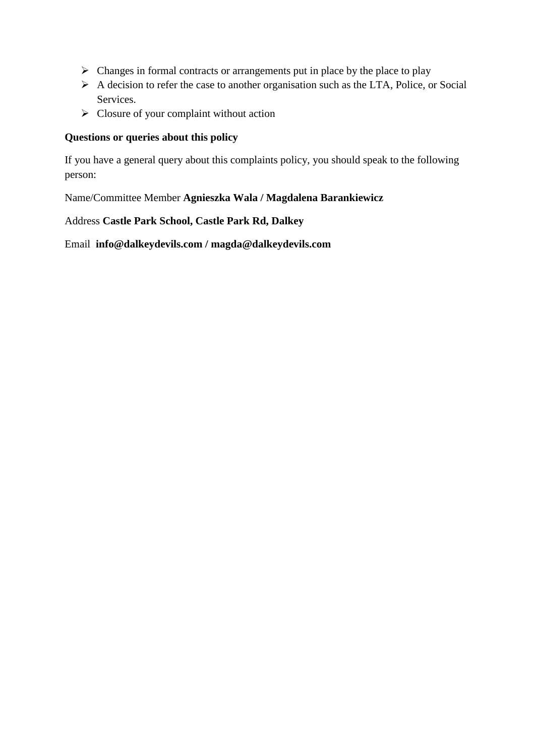- Changes in formal contracts or arrangements put in place by the place to play
- A decision to refer the case to another organisation such as the LTA, Police, or Social Services.
- Closure of your complaint without action

**Questions or queries about this policy**

If you have a general query about this complaints policy, you should speak to the following person:

Name/Committee Member **Agnieszka Wala / Magdalena Barankiewicz**

Address **Castle Park School, Castle Park Rd, Dalkey**

Email **info@dalkeydevils.com / magda@dalkeydevils.com**